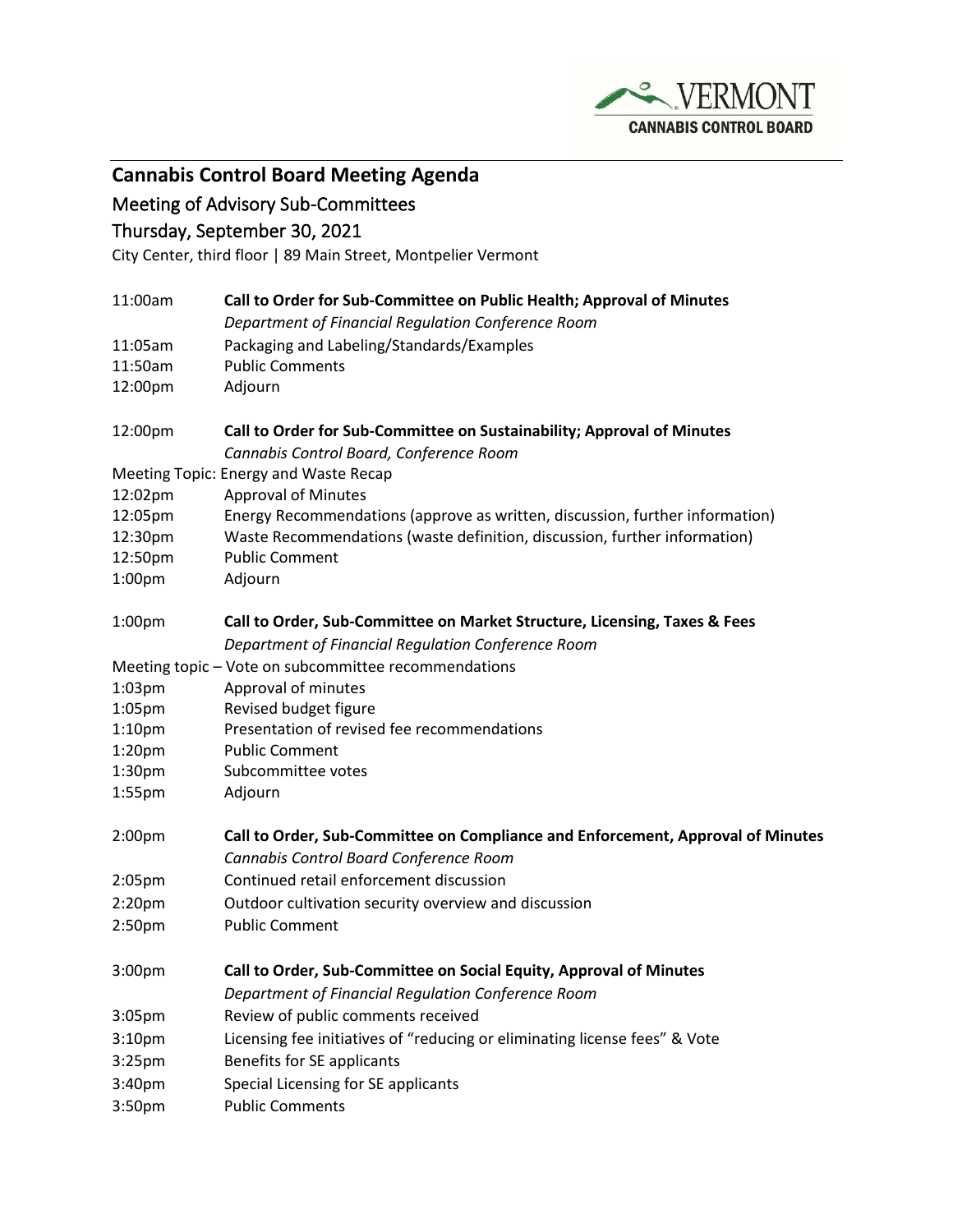VERMONT
CANNABIS CONTROL BOARD

# Cannabis Control Board Meeting Agenda

## Meeting of Advisory Sub-Committees

## Thursday, September 30, 2021

City Center, third floor | 89 Main Street, Montpelier Vermont

| | |
|---|---|
| 11:00am | **Call to Order for Sub-Committee on Public Health; Approval of Minutes** |
| | *Department of Financial Regulation Conference Room* |
| 11:05am | Packaging and Labeling/Standards/Examples |
| 11:50am | Public Comments |
| 12:00pm | Adjourn |

| | |
|---|---|
| 12:00pm | **Call to Order for Sub-Committee on Sustainability; Approval of Minutes** |
| | *Cannabis Control Board, Conference Room* |

Meeting Topic: Energy and Waste Recap

| | |
|---|---|
| 12:02pm | Approval of Minutes |
| 12:05pm | Energy Recommendations (approve as written, discussion, further information) |
| 12:30pm | Waste Recommendations (waste definition, discussion, further information) |
| 12:50pm | Public Comment |
| 1:00pm | Adjourn |

| | |
|---|---|
| 1:00pm | **Call to Order, Sub-Committee on Market Structure, Licensing, Taxes & Fees** |
| | *Department of Financial Regulation Conference Room* |

Meeting topic – Vote on subcommittee recommendations

| | |
|---|---|
| 1:03pm | Approval of minutes |
| 1:05pm | Revised budget figure |
| 1:10pm | Presentation of revised fee recommendations |
| 1:20pm | Public Comment |
| 1:30pm | Subcommittee votes |
| 1:55pm | Adjourn |

| | |
|---|---|
| 2:00pm | **Call to Order, Sub-Committee on Compliance and Enforcement, Approval of Minutes** |
| | *Cannabis Control Board Conference Room* |
| 2:05pm | Continued retail enforcement discussion |
| 2:20pm | Outdoor cultivation security overview and discussion |
| 2:50pm | Public Comment |

| | |
|---|---|
| 3:00pm | **Call to Order, Sub-Committee on Social Equity, Approval of Minutes** |
| | *Department of Financial Regulation Conference Room* |
| 3:05pm | Review of public comments received |
| 3:10pm | Licensing fee initiatives of "reducing or eliminating license fees" & Vote |
| 3:25pm | Benefits for SE applicants |
| 3:40pm | Special Licensing for SE applicants |
| 3:50pm | Public Comments |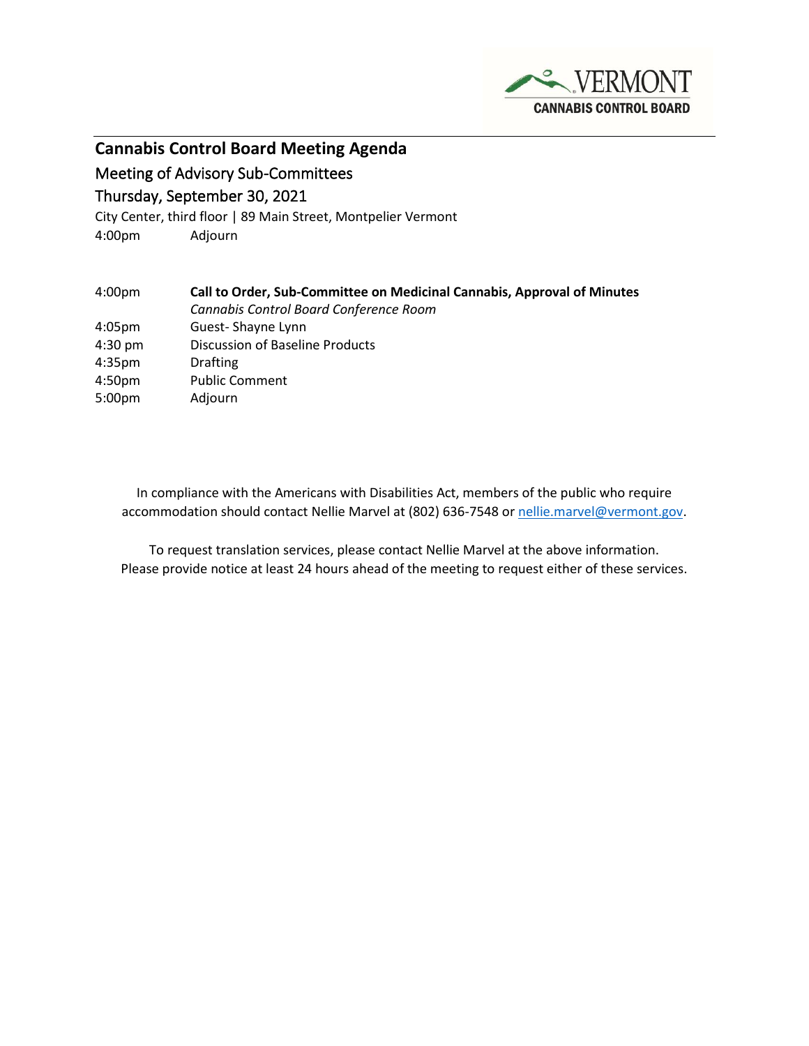VERMONT
CANNABIS CONTROL BOARD

## Cannabis Control Board Meeting Agenda

### Meeting of Advisory Sub-Committees

### Thursday, September 30, 2021

City Center, third floor | 89 Main Street, Montpelier Vermont

4:00pm Adjourn

| | |
|---|---|
| 4:00pm | **Call to Order, Sub-Committee on Medicinal Cannabis, Approval of Minutes** *Cannabis Control Board Conference Room* |
| 4:05pm | Guest- Shayne Lynn |
| 4:30 pm | Discussion of Baseline Products |
| 4:35pm | Drafting |
| 4:50pm | Public Comment |
| 5:00pm | Adjourn |

In compliance with the Americans with Disabilities Act, members of the public who require accommodation should contact Nellie Marvel at (802) 636-7548 or nellie.marvel@vermont.gov.

To request translation services, please contact Nellie Marvel at the above information. Please provide notice at least 24 hours ahead of the meeting to request either of these services.